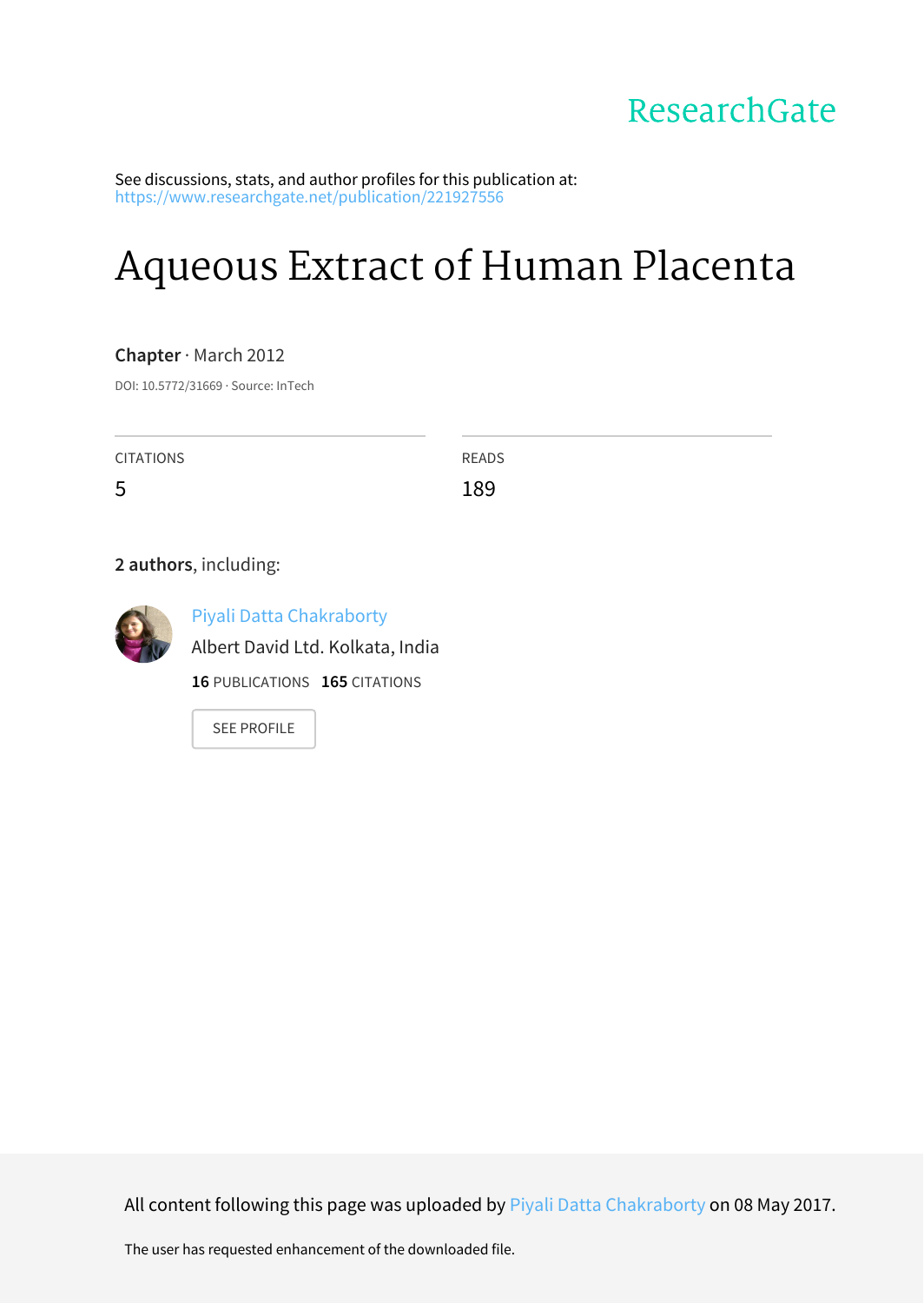ResearchGate

See discussions, stats, and author profiles for this publication at: https://www.researchgate.net/publication/221927556

# Aqueous Extract of Human Placenta

**Chapter** · March 2012

DOI: 10.5772/31669 · Source: InTech

| CITATIONS | READS |
| --- | --- |
| 5 | 189 |

**2 authors**, including:

Piyali Datta Chakraborty
Albert David Ltd. Kolkata, India
**16** PUBLICATIONS **165** CITATIONS

SEE PROFILE

All content following this page was uploaded by Piyali Datta Chakraborty on 08 May 2017.

The user has requested enhancement of the downloaded file.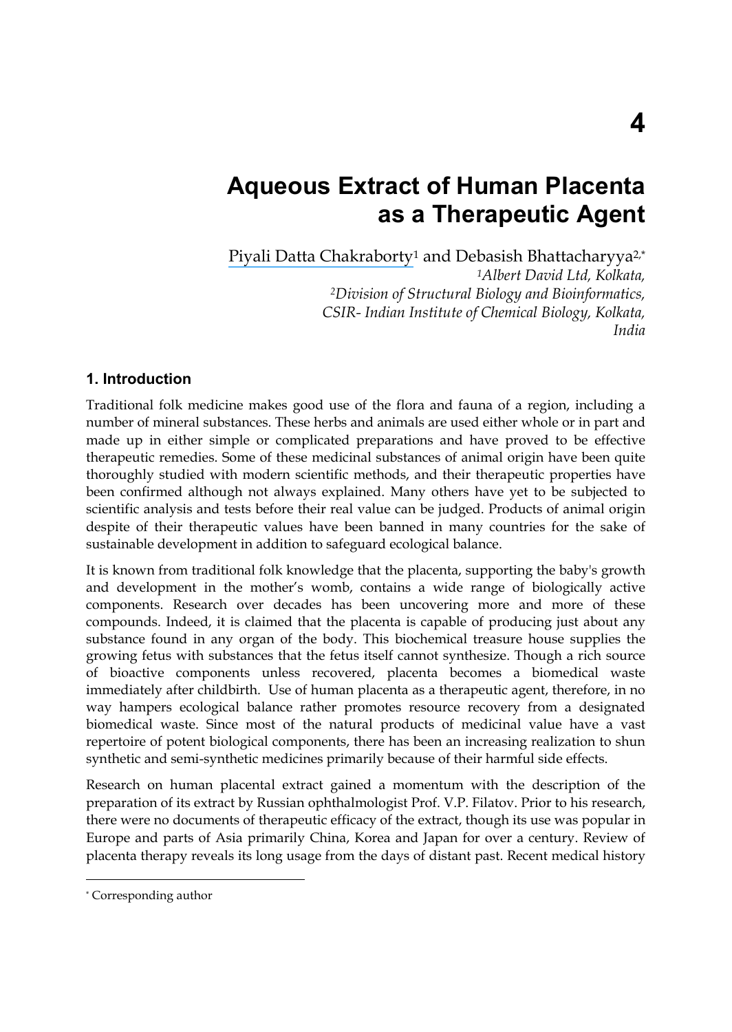# Aqueous Extract of Human Placenta as a Therapeutic Agent

Piyali Datta Chakraborty[1] and Debasish Bhattacharyya[2,*]

*[1]Albert David Ltd, Kolkata,*
*[2]Division of Structural Biology and Bioinformatics, CSIR- Indian Institute of Chemical Biology, Kolkata, India*

## 1. Introduction

Traditional folk medicine makes good use of the flora and fauna of a region, including a number of mineral substances. These herbs and animals are used either whole or in part and made up in either simple or complicated preparations and have proved to be effective therapeutic remedies. Some of these medicinal substances of animal origin have been quite thoroughly studied with modern scientific methods, and their therapeutic properties have been confirmed although not always explained. Many others have yet to be subjected to scientific analysis and tests before their real value can be judged. Products of animal origin despite of their therapeutic values have been banned in many countries for the sake of sustainable development in addition to safeguard ecological balance.

It is known from traditional folk knowledge that the placenta, supporting the baby's growth and development in the mother's womb, contains a wide range of biologically active components. Research over decades has been uncovering more and more of these compounds. Indeed, it is claimed that the placenta is capable of producing just about any substance found in any organ of the body. This biochemical treasure house supplies the growing fetus with substances that the fetus itself cannot synthesize. Though a rich source of bioactive components unless recovered, placenta becomes a biomedical waste immediately after childbirth. Use of human placenta as a therapeutic agent, therefore, in no way hampers ecological balance rather promotes resource recovery from a designated biomedical waste. Since most of the natural products of medicinal value have a vast repertoire of potent biological components, there has been an increasing realization to shun synthetic and semi-synthetic medicines primarily because of their harmful side effects.

Research on human placental extract gained a momentum with the description of the preparation of its extract by Russian ophthalmologist Prof. V.P. Filatov. Prior to his research, there were no documents of therapeutic efficacy of the extract, though its use was popular in Europe and parts of Asia primarily China, Korea and Japan for over a century. Review of placenta therapy reveals its long usage from the days of distant past. Recent medical history

[*] Corresponding author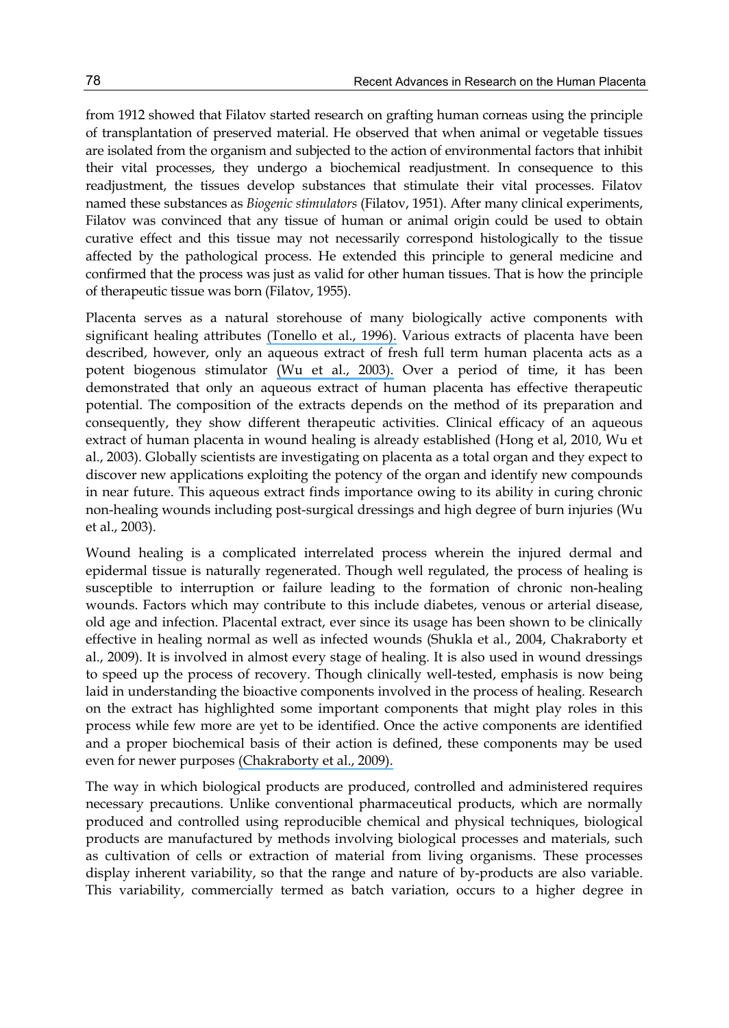from 1912 showed that Filatov started research on grafting human corneas using the principle of transplantation of preserved material. He observed that when animal or vegetable tissues are isolated from the organism and subjected to the action of environmental factors that inhibit their vital processes, they undergo a biochemical readjustment. In consequence to this readjustment, the tissues develop substances that stimulate their vital processes. Filatov named these substances as *Biogenic stimulators* (Filatov, 1951). After many clinical experiments, Filatov was convinced that any tissue of human or animal origin could be used to obtain curative effect and this tissue may not necessarily correspond histologically to the tissue affected by the pathological process. He extended this principle to general medicine and confirmed that the process was just as valid for other human tissues. That is how the principle of therapeutic tissue was born (Filatov, 1955).

Placenta serves as a natural storehouse of many biologically active components with significant healing attributes (Tonello et al., 1996). Various extracts of placenta have been described, however, only an aqueous extract of fresh full term human placenta acts as a potent biogenous stimulator (Wu et al., 2003). Over a period of time, it has been demonstrated that only an aqueous extract of human placenta has effective therapeutic potential. The composition of the extracts depends on the method of its preparation and consequently, they show different therapeutic activities. Clinical efficacy of an aqueous extract of human placenta in wound healing is already established (Hong et al, 2010, Wu et al., 2003). Globally scientists are investigating on placenta as a total organ and they expect to discover new applications exploiting the potency of the organ and identify new compounds in near future. This aqueous extract finds importance owing to its ability in curing chronic non-healing wounds including post-surgical dressings and high degree of burn injuries (Wu et al., 2003).

Wound healing is a complicated interrelated process wherein the injured dermal and epidermal tissue is naturally regenerated. Though well regulated, the process of healing is susceptible to interruption or failure leading to the formation of chronic non-healing wounds. Factors which may contribute to this include diabetes, venous or arterial disease, old age and infection. Placental extract, ever since its usage has been shown to be clinically effective in healing normal as well as infected wounds (Shukla et al., 2004, Chakraborty et al., 2009). It is involved in almost every stage of healing. It is also used in wound dressings to speed up the process of recovery. Though clinically well-tested, emphasis is now being laid in understanding the bioactive components involved in the process of healing. Research on the extract has highlighted some important components that might play roles in this process while few more are yet to be identified. Once the active components are identified and a proper biochemical basis of their action is defined, these components may be used even for newer purposes (Chakraborty et al., 2009).

The way in which biological products are produced, controlled and administered requires necessary precautions. Unlike conventional pharmaceutical products, which are normally produced and controlled using reproducible chemical and physical techniques, biological products are manufactured by methods involving biological processes and materials, such as cultivation of cells or extraction of material from living organisms. These processes display inherent variability, so that the range and nature of by-products are also variable. This variability, commercially termed as batch variation, occurs to a higher degree in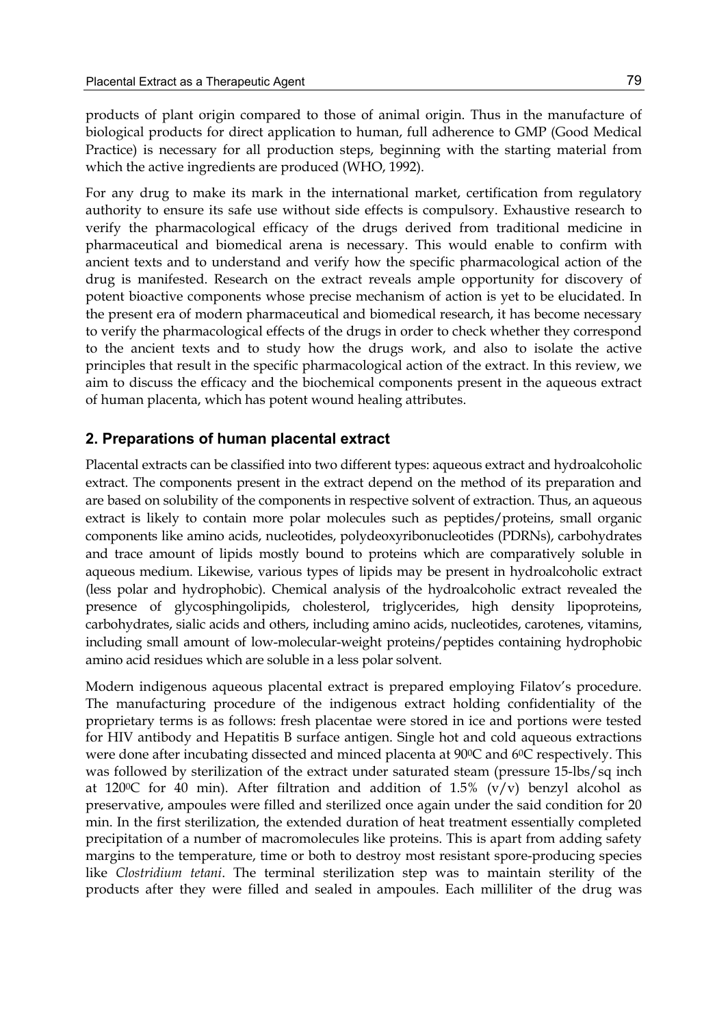products of plant origin compared to those of animal origin. Thus in the manufacture of biological products for direct application to human, full adherence to GMP (Good Medical Practice) is necessary for all production steps, beginning with the starting material from which the active ingredients are produced (WHO, 1992).

For any drug to make its mark in the international market, certification from regulatory authority to ensure its safe use without side effects is compulsory. Exhaustive research to verify the pharmacological efficacy of the drugs derived from traditional medicine in pharmaceutical and biomedical arena is necessary. This would enable to confirm with ancient texts and to understand and verify how the specific pharmacological action of the drug is manifested. Research on the extract reveals ample opportunity for discovery of potent bioactive components whose precise mechanism of action is yet to be elucidated. In the present era of modern pharmaceutical and biomedical research, it has become necessary to verify the pharmacological effects of the drugs in order to check whether they correspond to the ancient texts and to study how the drugs work, and also to isolate the active principles that result in the specific pharmacological action of the extract. In this review, we aim to discuss the efficacy and the biochemical components present in the aqueous extract of human placenta, which has potent wound healing attributes.

## 2. Preparations of human placental extract

Placental extracts can be classified into two different types: aqueous extract and hydroalcoholic extract. The components present in the extract depend on the method of its preparation and are based on solubility of the components in respective solvent of extraction. Thus, an aqueous extract is likely to contain more polar molecules such as peptides/proteins, small organic components like amino acids, nucleotides, polydeoxyribonucleotides (PDRNs), carbohydrates and trace amount of lipids mostly bound to proteins which are comparatively soluble in aqueous medium. Likewise, various types of lipids may be present in hydroalcoholic extract (less polar and hydrophobic). Chemical analysis of the hydroalcoholic extract revealed the presence of glycosphingolipids, cholesterol, triglycerides, high density lipoproteins, carbohydrates, sialic acids and others, including amino acids, nucleotides, carotenes, vitamins, including small amount of low-molecular-weight proteins/peptides containing hydrophobic amino acid residues which are soluble in a less polar solvent.

Modern indigenous aqueous placental extract is prepared employing Filatov's procedure. The manufacturing procedure of the indigenous extract holding confidentiality of the proprietary terms is as follows: fresh placentae were stored in ice and portions were tested for HIV antibody and Hepatitis B surface antigen. Single hot and cold aqueous extractions were done after incubating dissected and minced placenta at 90$^0$C and 6$^0$C respectively. This was followed by sterilization of the extract under saturated steam (pressure 15-lbs/sq inch at 120$^0$C for 40 min). After filtration and addition of 1.5% (v/v) benzyl alcohol as preservative, ampoules were filled and sterilized once again under the said condition for 20 min. In the first sterilization, the extended duration of heat treatment essentially completed precipitation of a number of macromolecules like proteins. This is apart from adding safety margins to the temperature, time or both to destroy most resistant spore-producing species like *Clostridium tetani*. The terminal sterilization step was to maintain sterility of the products after they were filled and sealed in ampoules. Each milliliter of the drug was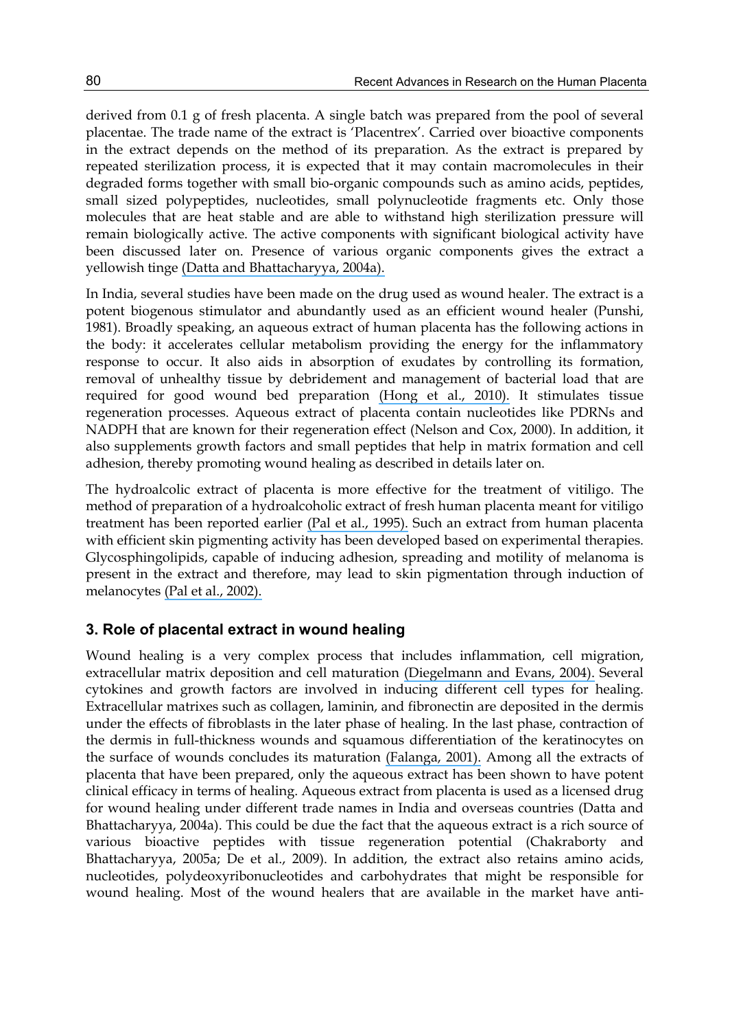derived from 0.1 g of fresh placenta. A single batch was prepared from the pool of several placentae. The trade name of the extract is 'Placentrex'. Carried over bioactive components in the extract depends on the method of its preparation. As the extract is prepared by repeated sterilization process, it is expected that it may contain macromolecules in their degraded forms together with small bio-organic compounds such as amino acids, peptides, small sized polypeptides, nucleotides, small polynucleotide fragments etc. Only those molecules that are heat stable and are able to withstand high sterilization pressure will remain biologically active. The active components with significant biological activity have been discussed later on. Presence of various organic components gives the extract a yellowish tinge (Datta and Bhattacharyya, 2004a).

In India, several studies have been made on the drug used as wound healer. The extract is a potent biogenous stimulator and abundantly used as an efficient wound healer (Punshi, 1981). Broadly speaking, an aqueous extract of human placenta has the following actions in the body: it accelerates cellular metabolism providing the energy for the inflammatory response to occur. It also aids in absorption of exudates by controlling its formation, removal of unhealthy tissue by debridement and management of bacterial load that are required for good wound bed preparation (Hong et al., 2010). It stimulates tissue regeneration processes. Aqueous extract of placenta contain nucleotides like PDRNs and NADPH that are known for their regeneration effect (Nelson and Cox, 2000). In addition, it also supplements growth factors and small peptides that help in matrix formation and cell adhesion, thereby promoting wound healing as described in details later on.

The hydroalcolic extract of placenta is more effective for the treatment of vitiligo. The method of preparation of a hydroalcoholic extract of fresh human placenta meant for vitiligo treatment has been reported earlier (Pal et al., 1995). Such an extract from human placenta with efficient skin pigmenting activity has been developed based on experimental therapies. Glycosphingolipids, capable of inducing adhesion, spreading and motility of melanoma is present in the extract and therefore, may lead to skin pigmentation through induction of melanocytes (Pal et al., 2002).

## 3. Role of placental extract in wound healing

Wound healing is a very complex process that includes inflammation, cell migration, extracellular matrix deposition and cell maturation (Diegelmann and Evans, 2004). Several cytokines and growth factors are involved in inducing different cell types for healing. Extracellular matrixes such as collagen, laminin, and fibronectin are deposited in the dermis under the effects of fibroblasts in the later phase of healing. In the last phase, contraction of the dermis in full-thickness wounds and squamous differentiation of the keratinocytes on the surface of wounds concludes its maturation (Falanga, 2001). Among all the extracts of placenta that have been prepared, only the aqueous extract has been shown to have potent clinical efficacy in terms of healing. Aqueous extract from placenta is used as a licensed drug for wound healing under different trade names in India and overseas countries (Datta and Bhattacharyya, 2004a). This could be due the fact that the aqueous extract is a rich source of various bioactive peptides with tissue regeneration potential (Chakraborty and Bhattacharyya, 2005a; De et al., 2009). In addition, the extract also retains amino acids, nucleotides, polydeoxyribonucleotides and carbohydrates that might be responsible for wound healing. Most of the wound healers that are available in the market have anti-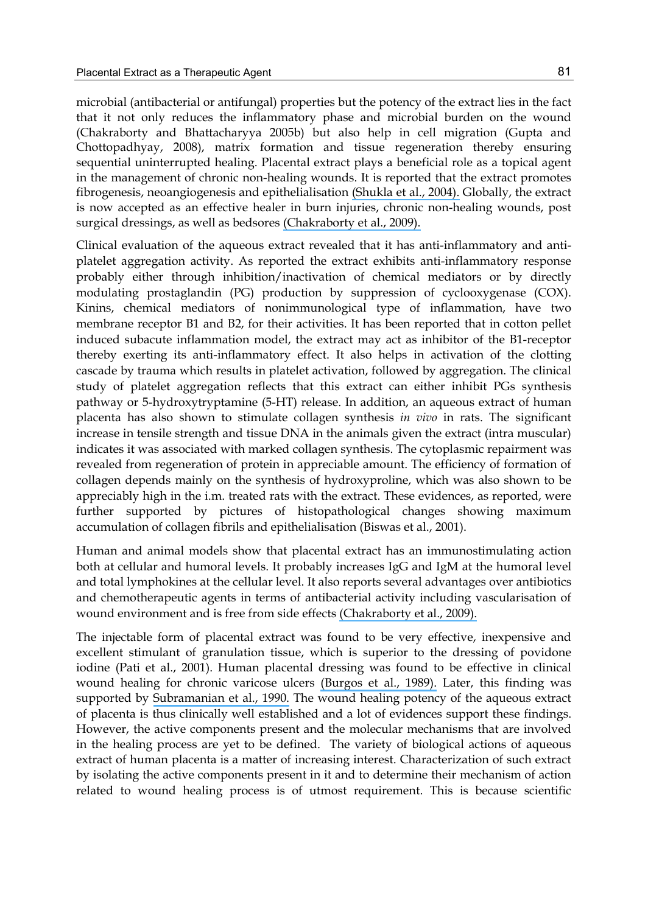microbial (antibacterial or antifungal) properties but the potency of the extract lies in the fact that it not only reduces the inflammatory phase and microbial burden on the wound (Chakraborty and Bhattacharyya 2005b) but also help in cell migration (Gupta and Chottopadhyay, 2008), matrix formation and tissue regeneration thereby ensuring sequential uninterrupted healing. Placental extract plays a beneficial role as a topical agent in the management of chronic non-healing wounds. It is reported that the extract promotes fibrogenesis, neoangiogenesis and epithelialisation (Shukla et al., 2004). Globally, the extract is now accepted as an effective healer in burn injuries, chronic non-healing wounds, post surgical dressings, as well as bedsores (Chakraborty et al., 2009).

Clinical evaluation of the aqueous extract revealed that it has anti-inflammatory and anti-platelet aggregation activity. As reported the extract exhibits anti-inflammatory response probably either through inhibition/inactivation of chemical mediators or by directly modulating prostaglandin (PG) production by suppression of cyclooxygenase (COX). Kinins, chemical mediators of nonimmunological type of inflammation, have two membrane receptor B1 and B2, for their activities. It has been reported that in cotton pellet induced subacute inflammation model, the extract may act as inhibitor of the B1-receptor thereby exerting its anti-inflammatory effect. It also helps in activation of the clotting cascade by trauma which results in platelet activation, followed by aggregation. The clinical study of platelet aggregation reflects that this extract can either inhibit PGs synthesis pathway or 5-hydroxytryptamine (5-HT) release. In addition, an aqueous extract of human placenta has also shown to stimulate collagen synthesis *in vivo* in rats. The significant increase in tensile strength and tissue DNA in the animals given the extract (intra muscular) indicates it was associated with marked collagen synthesis. The cytoplasmic repairment was revealed from regeneration of protein in appreciable amount. The efficiency of formation of collagen depends mainly on the synthesis of hydroxyproline, which was also shown to be appreciably high in the i.m. treated rats with the extract. These evidences, as reported, were further supported by pictures of histopathological changes showing maximum accumulation of collagen fibrils and epithelialisation (Biswas et al., 2001).

Human and animal models show that placental extract has an immunostimulating action both at cellular and humoral levels. It probably increases IgG and IgM at the humoral level and total lymphokines at the cellular level. It also reports several advantages over antibiotics and chemotherapeutic agents in terms of antibacterial activity including vascularisation of wound environment and is free from side effects (Chakraborty et al., 2009).

The injectable form of placental extract was found to be very effective, inexpensive and excellent stimulant of granulation tissue, which is superior to the dressing of povidone iodine (Pati et al., 2001). Human placental dressing was found to be effective in clinical wound healing for chronic varicose ulcers (Burgos et al., 1989). Later, this finding was supported by Subramanian et al., 1990. The wound healing potency of the aqueous extract of placenta is thus clinically well established and a lot of evidences support these findings. However, the active components present and the molecular mechanisms that are involved in the healing process are yet to be defined. The variety of biological actions of aqueous extract of human placenta is a matter of increasing interest. Characterization of such extract by isolating the active components present in it and to determine their mechanism of action related to wound healing process is of utmost requirement. This is because scientific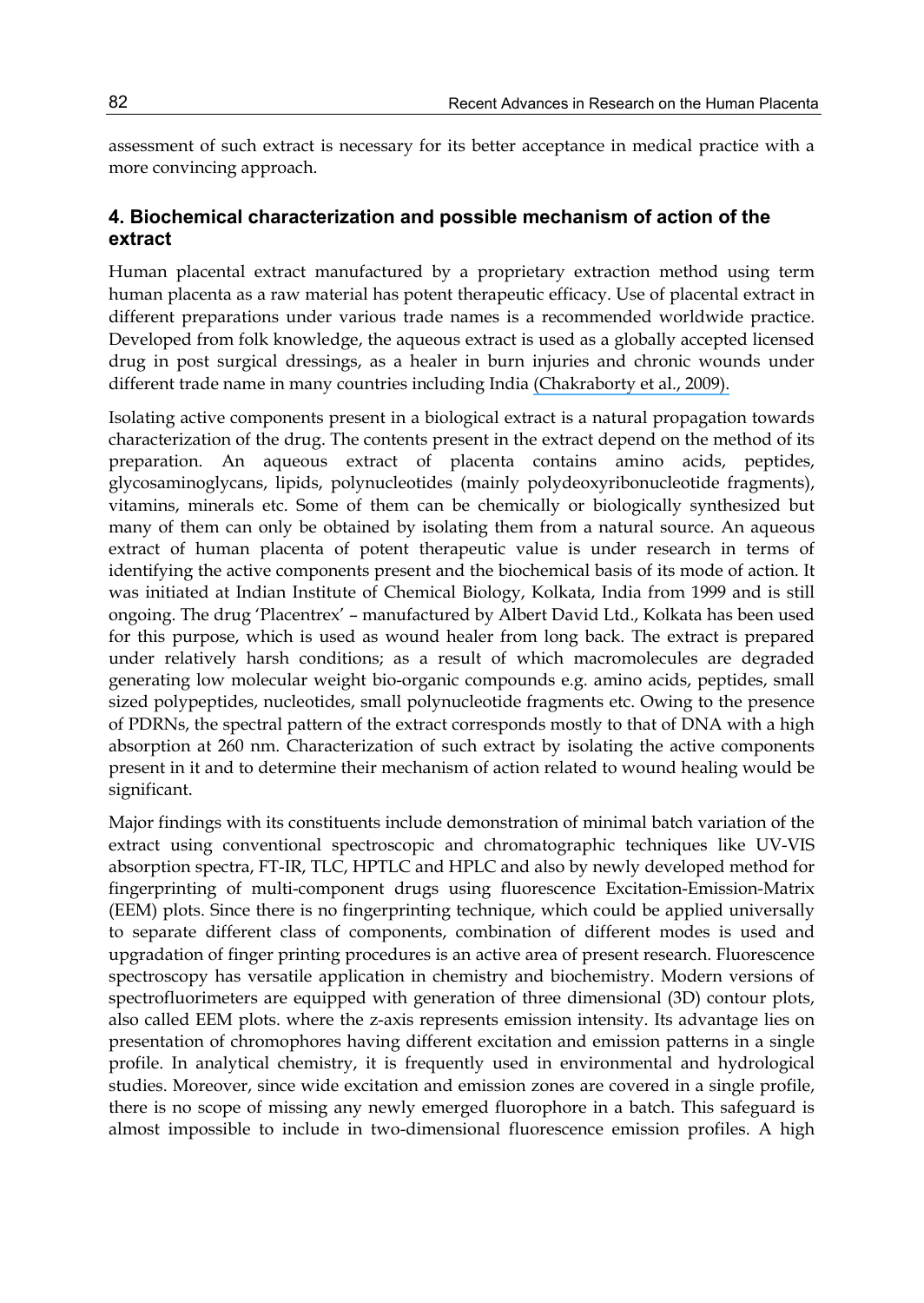assessment of such extract is necessary for its better acceptance in medical practice with a more convincing approach.

## 4. Biochemical characterization and possible mechanism of action of the extract

Human placental extract manufactured by a proprietary extraction method using term human placenta as a raw material has potent therapeutic efficacy. Use of placental extract in different preparations under various trade names is a recommended worldwide practice. Developed from folk knowledge, the aqueous extract is used as a globally accepted licensed drug in post surgical dressings, as a healer in burn injuries and chronic wounds under different trade name in many countries including India (Chakraborty et al., 2009).

Isolating active components present in a biological extract is a natural propagation towards characterization of the drug. The contents present in the extract depend on the method of its preparation. An aqueous extract of placenta contains amino acids, peptides, glycosaminoglycans, lipids, polynucleotides (mainly polydeoxyribonucleotide fragments), vitamins, minerals etc. Some of them can be chemically or biologically synthesized but many of them can only be obtained by isolating them from a natural source. An aqueous extract of human placenta of potent therapeutic value is under research in terms of identifying the active components present and the biochemical basis of its mode of action. It was initiated at Indian Institute of Chemical Biology, Kolkata, India from 1999 and is still ongoing. The drug 'Placentrex' – manufactured by Albert David Ltd., Kolkata has been used for this purpose, which is used as wound healer from long back. The extract is prepared under relatively harsh conditions; as a result of which macromolecules are degraded generating low molecular weight bio-organic compounds e.g. amino acids, peptides, small sized polypeptides, nucleotides, small polynucleotide fragments etc. Owing to the presence of PDRNs, the spectral pattern of the extract corresponds mostly to that of DNA with a high absorption at 260 nm. Characterization of such extract by isolating the active components present in it and to determine their mechanism of action related to wound healing would be significant.

Major findings with its constituents include demonstration of minimal batch variation of the extract using conventional spectroscopic and chromatographic techniques like UV-VIS absorption spectra, FT-IR, TLC, HPTLC and HPLC and also by newly developed method for fingerprinting of multi-component drugs using fluorescence Excitation-Emission-Matrix (EEM) plots. Since there is no fingerprinting technique, which could be applied universally to separate different class of components, combination of different modes is used and upgradation of finger printing procedures is an active area of present research. Fluorescence spectroscopy has versatile application in chemistry and biochemistry. Modern versions of spectrofluorimeters are equipped with generation of three dimensional (3D) contour plots, also called EEM plots. where the z-axis represents emission intensity. Its advantage lies on presentation of chromophores having different excitation and emission patterns in a single profile. In analytical chemistry, it is frequently used in environmental and hydrological studies. Moreover, since wide excitation and emission zones are covered in a single profile, there is no scope of missing any newly emerged fluorophore in a batch. This safeguard is almost impossible to include in two-dimensional fluorescence emission profiles. A high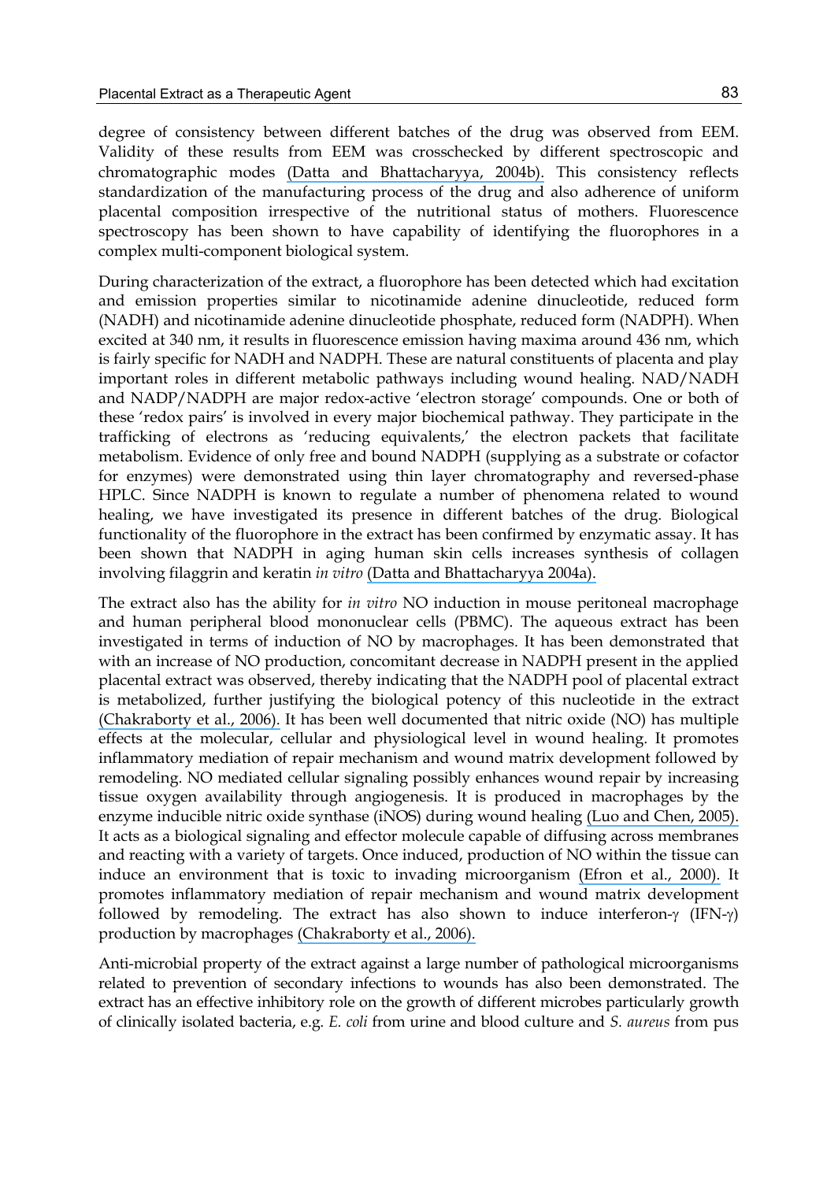degree of consistency between different batches of the drug was observed from EEM. Validity of these results from EEM was crosschecked by different spectroscopic and chromatographic modes (Datta and Bhattacharyya, 2004b). This consistency reflects standardization of the manufacturing process of the drug and also adherence of uniform placental composition irrespective of the nutritional status of mothers. Fluorescence spectroscopy has been shown to have capability of identifying the fluorophores in a complex multi-component biological system.

During characterization of the extract, a fluorophore has been detected which had excitation and emission properties similar to nicotinamide adenine dinucleotide, reduced form (NADH) and nicotinamide adenine dinucleotide phosphate, reduced form (NADPH). When excited at 340 nm, it results in fluorescence emission having maxima around 436 nm, which is fairly specific for NADH and NADPH. These are natural constituents of placenta and play important roles in different metabolic pathways including wound healing. NAD/NADH and NADP/NADPH are major redox-active 'electron storage' compounds. One or both of these 'redox pairs' is involved in every major biochemical pathway. They participate in the trafficking of electrons as 'reducing equivalents,' the electron packets that facilitate metabolism. Evidence of only free and bound NADPH (supplying as a substrate or cofactor for enzymes) were demonstrated using thin layer chromatography and reversed-phase HPLC. Since NADPH is known to regulate a number of phenomena related to wound healing, we have investigated its presence in different batches of the drug. Biological functionality of the fluorophore in the extract has been confirmed by enzymatic assay. It has been shown that NADPH in aging human skin cells increases synthesis of collagen involving filaggrin and keratin *in vitro* (Datta and Bhattacharyya 2004a).

The extract also has the ability for *in vitro* NO induction in mouse peritoneal macrophage and human peripheral blood mononuclear cells (PBMC). The aqueous extract has been investigated in terms of induction of NO by macrophages. It has been demonstrated that with an increase of NO production, concomitant decrease in NADPH present in the applied placental extract was observed, thereby indicating that the NADPH pool of placental extract is metabolized, further justifying the biological potency of this nucleotide in the extract (Chakraborty et al., 2006). It has been well documented that nitric oxide (NO) has multiple effects at the molecular, cellular and physiological level in wound healing. It promotes inflammatory mediation of repair mechanism and wound matrix development followed by remodeling. NO mediated cellular signaling possibly enhances wound repair by increasing tissue oxygen availability through angiogenesis. It is produced in macrophages by the enzyme inducible nitric oxide synthase (iNOS) during wound healing (Luo and Chen, 2005). It acts as a biological signaling and effector molecule capable of diffusing across membranes and reacting with a variety of targets. Once induced, production of NO within the tissue can induce an environment that is toxic to invading microorganism (Efron et al., 2000). It promotes inflammatory mediation of repair mechanism and wound matrix development followed by remodeling. The extract has also shown to induce interferon-γ (IFN-γ) production by macrophages (Chakraborty et al., 2006).

Anti-microbial property of the extract against a large number of pathological microorganisms related to prevention of secondary infections to wounds has also been demonstrated. The extract has an effective inhibitory role on the growth of different microbes particularly growth of clinically isolated bacteria, e.g. *E. coli* from urine and blood culture and *S. aureus* from pus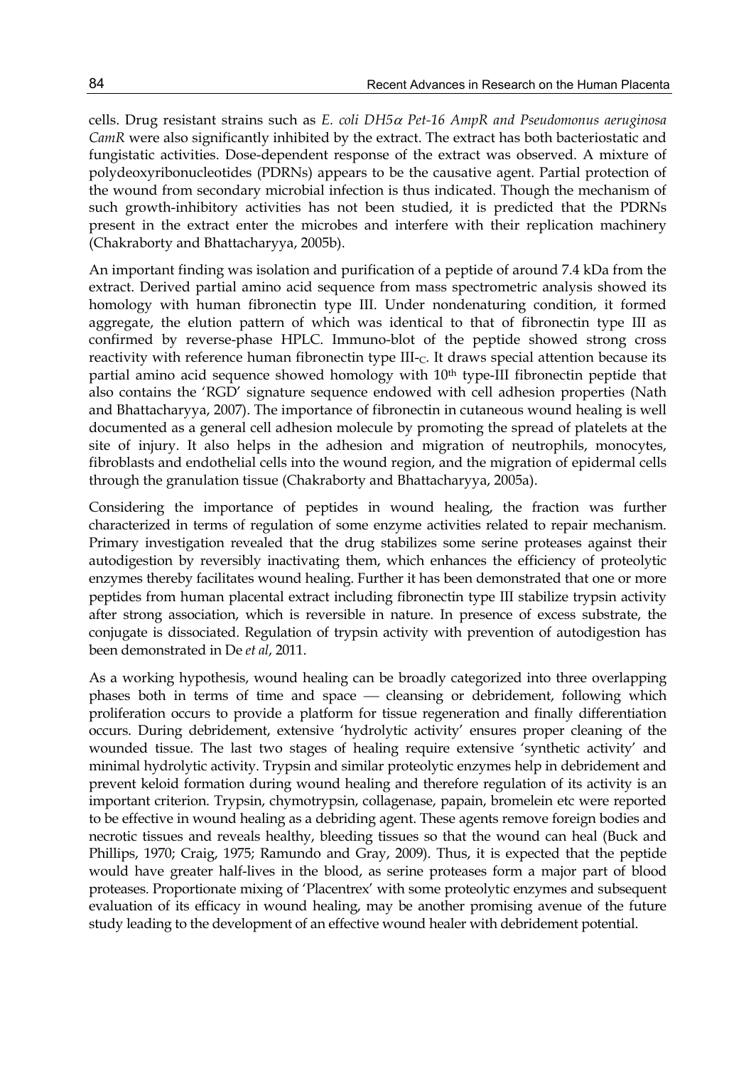cells. Drug resistant strains such as *E. coli DH5α Pet-16 AmpR and Pseudomonus aeruginosa CamR* were also significantly inhibited by the extract. The extract has both bacteriostatic and fungistatic activities. Dose-dependent response of the extract was observed. A mixture of polydeoxyribonucleotides (PDRNs) appears to be the causative agent. Partial protection of the wound from secondary microbial infection is thus indicated. Though the mechanism of such growth-inhibitory activities has not been studied, it is predicted that the PDRNs present in the extract enter the microbes and interfere with their replication machinery (Chakraborty and Bhattacharyya, 2005b).

An important finding was isolation and purification of a peptide of around 7.4 kDa from the extract. Derived partial amino acid sequence from mass spectrometric analysis showed its homology with human fibronectin type III. Under nondenaturing condition, it formed aggregate, the elution pattern of which was identical to that of fibronectin type III as confirmed by reverse-phase HPLC. Immuno-blot of the peptide showed strong cross reactivity with reference human fibronectin type $\text{III}_{C}$. It draws special attention because its partial amino acid sequence showed homology with 10th type-III fibronectin peptide that also contains the 'RGD' signature sequence endowed with cell adhesion properties (Nath and Bhattacharyya, 2007). The importance of fibronectin in cutaneous wound healing is well documented as a general cell adhesion molecule by promoting the spread of platelets at the site of injury. It also helps in the adhesion and migration of neutrophils, monocytes, fibroblasts and endothelial cells into the wound region, and the migration of epidermal cells through the granulation tissue (Chakraborty and Bhattacharyya, 2005a).

Considering the importance of peptides in wound healing, the fraction was further characterized in terms of regulation of some enzyme activities related to repair mechanism. Primary investigation revealed that the drug stabilizes some serine proteases against their autodigestion by reversibly inactivating them, which enhances the efficiency of proteolytic enzymes thereby facilitates wound healing. Further it has been demonstrated that one or more peptides from human placental extract including fibronectin type III stabilize trypsin activity after strong association, which is reversible in nature. In presence of excess substrate, the conjugate is dissociated. Regulation of trypsin activity with prevention of autodigestion has been demonstrated in De *et al*, 2011.

As a working hypothesis, wound healing can be broadly categorized into three overlapping phases both in terms of time and space — cleansing or debridement, following which proliferation occurs to provide a platform for tissue regeneration and finally differentiation occurs. During debridement, extensive 'hydrolytic activity' ensures proper cleaning of the wounded tissue. The last two stages of healing require extensive 'synthetic activity' and minimal hydrolytic activity. Trypsin and similar proteolytic enzymes help in debridement and prevent keloid formation during wound healing and therefore regulation of its activity is an important criterion. Trypsin, chymotrypsin, collagenase, papain, bromelein etc were reported to be effective in wound healing as a debriding agent. These agents remove foreign bodies and necrotic tissues and reveals healthy, bleeding tissues so that the wound can heal (Buck and Phillips, 1970; Craig, 1975; Ramundo and Gray, 2009). Thus, it is expected that the peptide would have greater half-lives in the blood, as serine proteases form a major part of blood proteases. Proportionate mixing of 'Placentrex' with some proteolytic enzymes and subsequent evaluation of its efficacy in wound healing, may be another promising avenue of the future study leading to the development of an effective wound healer with debridement potential.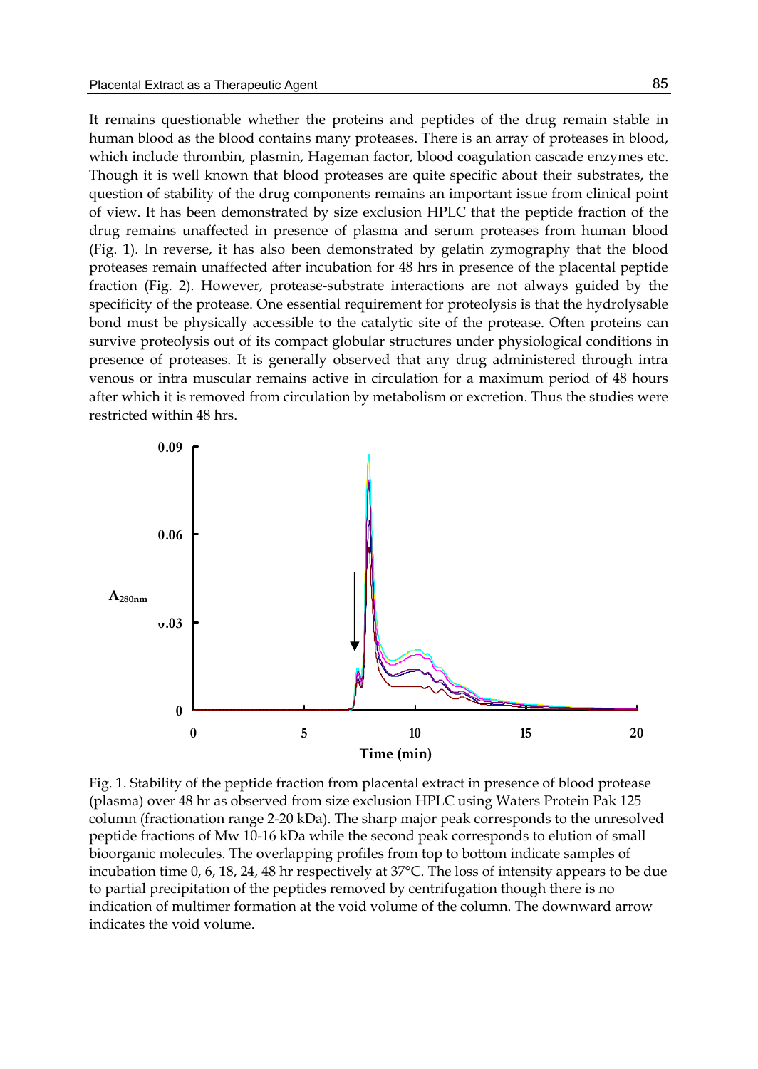It remains questionable whether the proteins and peptides of the drug remain stable in human blood as the blood contains many proteases. There is an array of proteases in blood, which include thrombin, plasmin, Hageman factor, blood coagulation cascade enzymes etc. Though it is well known that blood proteases are quite specific about their substrates, the question of stability of the drug components remains an important issue from clinical point of view. It has been demonstrated by size exclusion HPLC that the peptide fraction of the drug remains unaffected in presence of plasma and serum proteases from human blood (Fig. 1). In reverse, it has also been demonstrated by gelatin zymography that the blood proteases remain unaffected after incubation for 48 hrs in presence of the placental peptide fraction (Fig. 2). However, protease-substrate interactions are not always guided by the specificity of the protease. One essential requirement for proteolysis is that the hydrolysable bond must be physically accessible to the catalytic site of the protease. Often proteins can survive proteolysis out of its compact globular structures under physiological conditions in presence of proteases. It is generally observed that any drug administered through intra venous or intra muscular remains active in circulation for a maximum period of 48 hours after which it is removed from circulation by metabolism or excretion. Thus the studies were restricted within 48 hrs.

Fig. 1. Stability of the peptide fraction from placental extract in presence of blood protease (plasma) over 48 hr as observed from size exclusion HPLC using Waters Protein Pak 125 column (fractionation range 2-20 kDa). The sharp major peak corresponds to the unresolved peptide fractions of Mw 10-16 kDa while the second peak corresponds to elution of small bioorganic molecules. The overlapping profiles from top to bottom indicate samples of incubation time 0, 6, 18, 24, 48 hr respectively at 37°C. The loss of intensity appears to be due to partial precipitation of the peptides removed by centrifugation though there is no indication of multimer formation at the void volume of the column. The downward arrow indicates the void volume.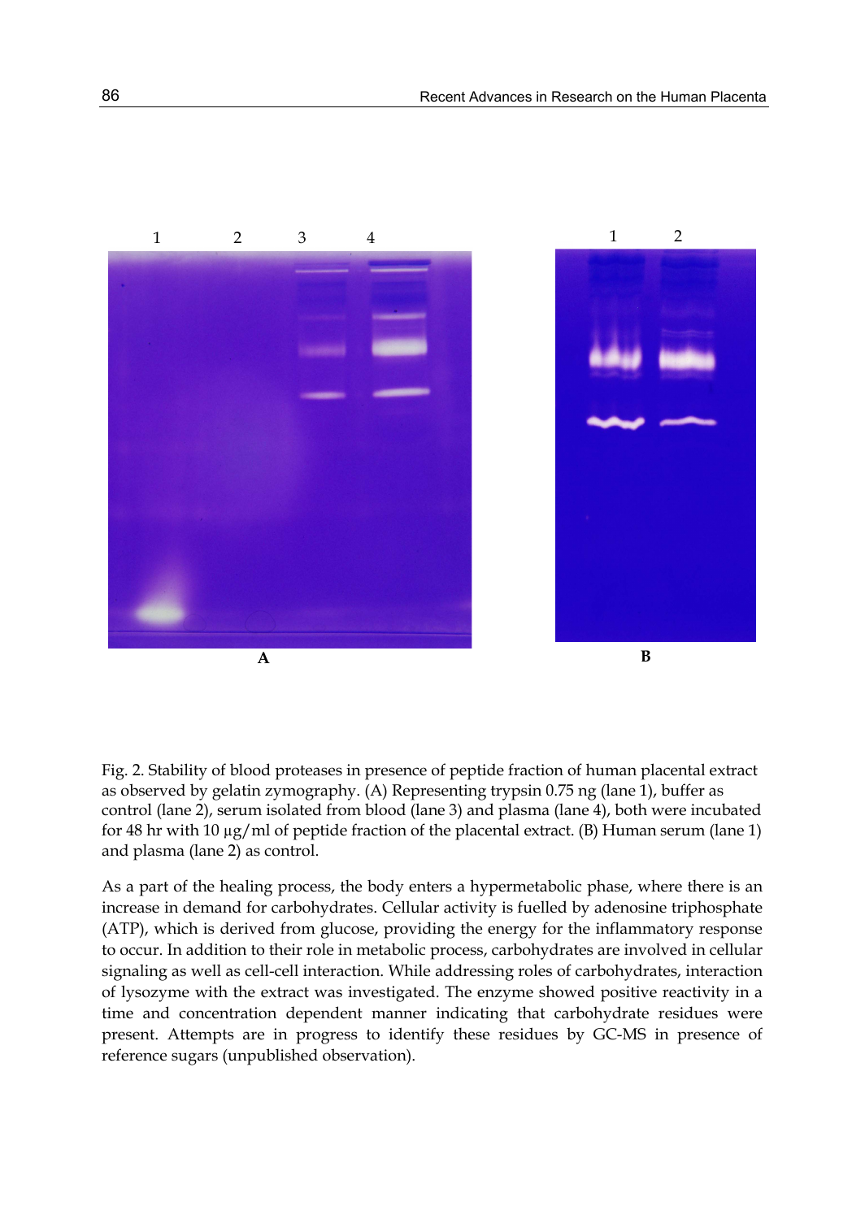Fig. 2. Stability of blood proteases in presence of peptide fraction of human placental extract as observed by gelatin zymography. (A) Representing trypsin 0.75 ng (lane 1), buffer as control (lane 2), serum isolated from blood (lane 3) and plasma (lane 4), both were incubated for 48 hr with 10 μg/ml of peptide fraction of the placental extract. (B) Human serum (lane 1) and plasma (lane 2) as control.

As a part of the healing process, the body enters a hypermetabolic phase, where there is an increase in demand for carbohydrates. Cellular activity is fuelled by adenosine triphosphate (ATP), which is derived from glucose, providing the energy for the inflammatory response to occur. In addition to their role in metabolic process, carbohydrates are involved in cellular signaling as well as cell-cell interaction. While addressing roles of carbohydrates, interaction of lysozyme with the extract was investigated. The enzyme showed positive reactivity in a time and concentration dependent manner indicating that carbohydrate residues were present. Attempts are in progress to identify these residues by GC-MS in presence of reference sugars (unpublished observation).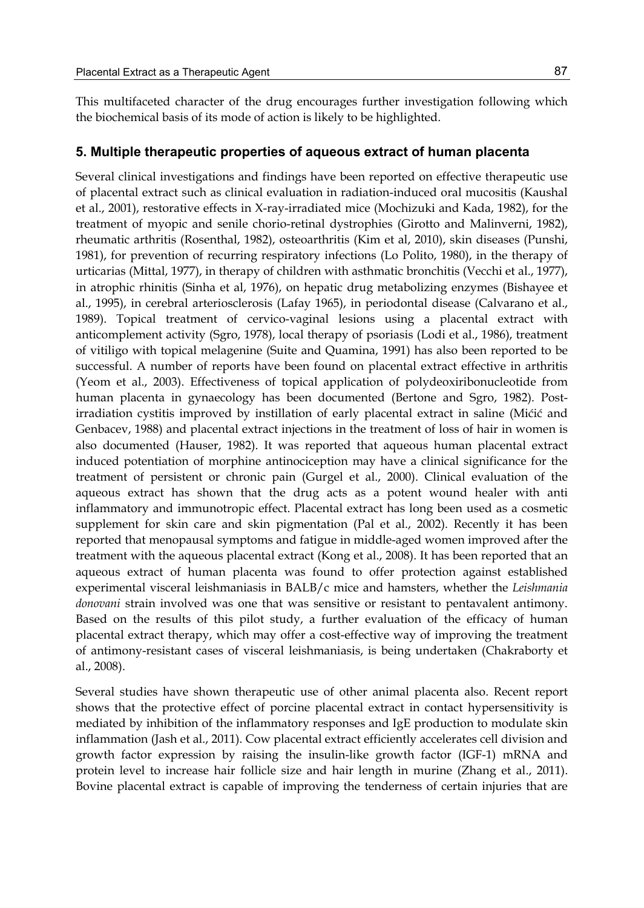This multifaceted character of the drug encourages further investigation following which the biochemical basis of its mode of action is likely to be highlighted.

## 5. Multiple therapeutic properties of aqueous extract of human placenta

Several clinical investigations and findings have been reported on effective therapeutic use of placental extract such as clinical evaluation in radiation-induced oral mucositis (Kaushal et al., 2001), restorative effects in X-ray-irradiated mice (Mochizuki and Kada, 1982), for the treatment of myopic and senile chorio-retinal dystrophies (Girotto and Malinverni, 1982), rheumatic arthritis (Rosenthal, 1982), osteoarthritis (Kim et al, 2010), skin diseases (Punshi, 1981), for prevention of recurring respiratory infections (Lo Polito, 1980), in the therapy of urticarias (Mittal, 1977), in therapy of children with asthmatic bronchitis (Vecchi et al., 1977), in atrophic rhinitis (Sinha et al, 1976), on hepatic drug metabolizing enzymes (Bishayee et al., 1995), in cerebral arteriosclerosis (Lafay 1965), in periodontal disease (Calvarano et al., 1989). Topical treatment of cervico-vaginal lesions using a placental extract with anticomplement activity (Sgro, 1978), local therapy of psoriasis (Lodi et al., 1986), treatment of vitiligo with topical melagenine (Suite and Quamina, 1991) has also been reported to be successful. A number of reports have been found on placental extract effective in arthritis (Yeom et al., 2003). Effectiveness of topical application of polydeoxiribonucleotide from human placenta in gynaecology has been documented (Bertone and Sgro, 1982). Post-irradiation cystitis improved by instillation of early placental extract in saline (Mićić and Genbacev, 1988) and placental extract injections in the treatment of loss of hair in women is also documented (Hauser, 1982). It was reported that aqueous human placental extract induced potentiation of morphine antinociception may have a clinical significance for the treatment of persistent or chronic pain (Gurgel et al., 2000). Clinical evaluation of the aqueous extract has shown that the drug acts as a potent wound healer with anti inflammatory and immunotropic effect. Placental extract has long been used as a cosmetic supplement for skin care and skin pigmentation (Pal et al., 2002). Recently it has been reported that menopausal symptoms and fatigue in middle-aged women improved after the treatment with the aqueous placental extract (Kong et al., 2008). It has been reported that an aqueous extract of human placenta was found to offer protection against established experimental visceral leishmaniasis in BALB/c mice and hamsters, whether the *Leishmania donovani* strain involved was one that was sensitive or resistant to pentavalent antimony. Based on the results of this pilot study, a further evaluation of the efficacy of human placental extract therapy, which may offer a cost-effective way of improving the treatment of antimony-resistant cases of visceral leishmaniasis, is being undertaken (Chakraborty et al., 2008).

Several studies have shown therapeutic use of other animal placenta also. Recent report shows that the protective effect of porcine placental extract in contact hypersensitivity is mediated by inhibition of the inflammatory responses and IgE production to modulate skin inflammation (Jash et al., 2011). Cow placental extract efficiently accelerates cell division and growth factor expression by raising the insulin-like growth factor (IGF-1) mRNA and protein level to increase hair follicle size and hair length in murine (Zhang et al., 2011). Bovine placental extract is capable of improving the tenderness of certain injuries that are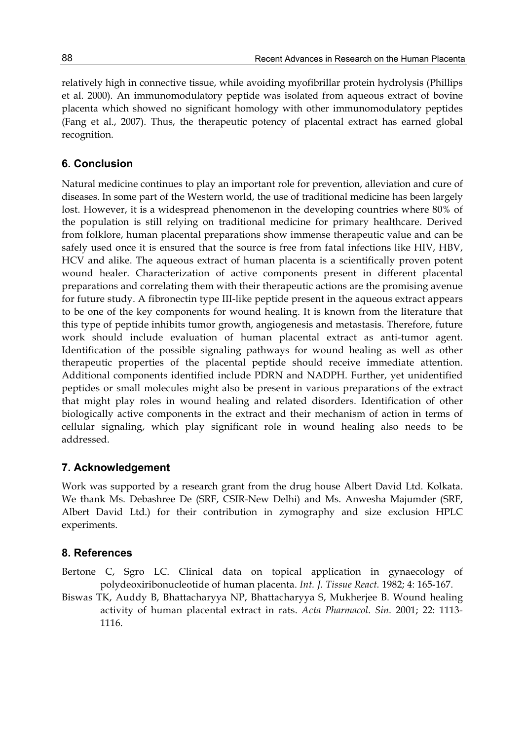relatively high in connective tissue, while avoiding myofibrillar protein hydrolysis (Phillips et al. 2000). An immunomodulatory peptide was isolated from aqueous extract of bovine placenta which showed no significant homology with other immunomodulatory peptides (Fang et al., 2007). Thus, the therapeutic potency of placental extract has earned global recognition.

## 6. Conclusion

Natural medicine continues to play an important role for prevention, alleviation and cure of diseases. In some part of the Western world, the use of traditional medicine has been largely lost. However, it is a widespread phenomenon in the developing countries where 80% of the population is still relying on traditional medicine for primary healthcare. Derived from folklore, human placental preparations show immense therapeutic value and can be safely used once it is ensured that the source is free from fatal infections like HIV, HBV, HCV and alike. The aqueous extract of human placenta is a scientifically proven potent wound healer. Characterization of active components present in different placental preparations and correlating them with their therapeutic actions are the promising avenue for future study. A fibronectin type III-like peptide present in the aqueous extract appears to be one of the key components for wound healing. It is known from the literature that this type of peptide inhibits tumor growth, angiogenesis and metastasis. Therefore, future work should include evaluation of human placental extract as anti-tumor agent. Identification of the possible signaling pathways for wound healing as well as other therapeutic properties of the placental peptide should receive immediate attention. Additional components identified include PDRN and NADPH. Further, yet unidentified peptides or small molecules might also be present in various preparations of the extract that might play roles in wound healing and related disorders. Identification of other biologically active components in the extract and their mechanism of action in terms of cellular signaling, which play significant role in wound healing also needs to be addressed.

## 7. Acknowledgement

Work was supported by a research grant from the drug house Albert David Ltd. Kolkata. We thank Ms. Debashree De (SRF, CSIR-New Delhi) and Ms. Anwesha Majumder (SRF, Albert David Ltd.) for their contribution in zymography and size exclusion HPLC experiments.

## 8. References

Bertone C, Sgro LC. Clinical data on topical application in gynaecology of polydeoxiribonucleotide of human placenta. *Int. J. Tissue React.* 1982; 4: 165-167.

Biswas TK, Auddy B, Bhattacharyya NP, Bhattacharyya S, Mukherjee B. Wound healing activity of human placental extract in rats. *Acta Pharmacol. Sin*. 2001; 22: 1113-1116.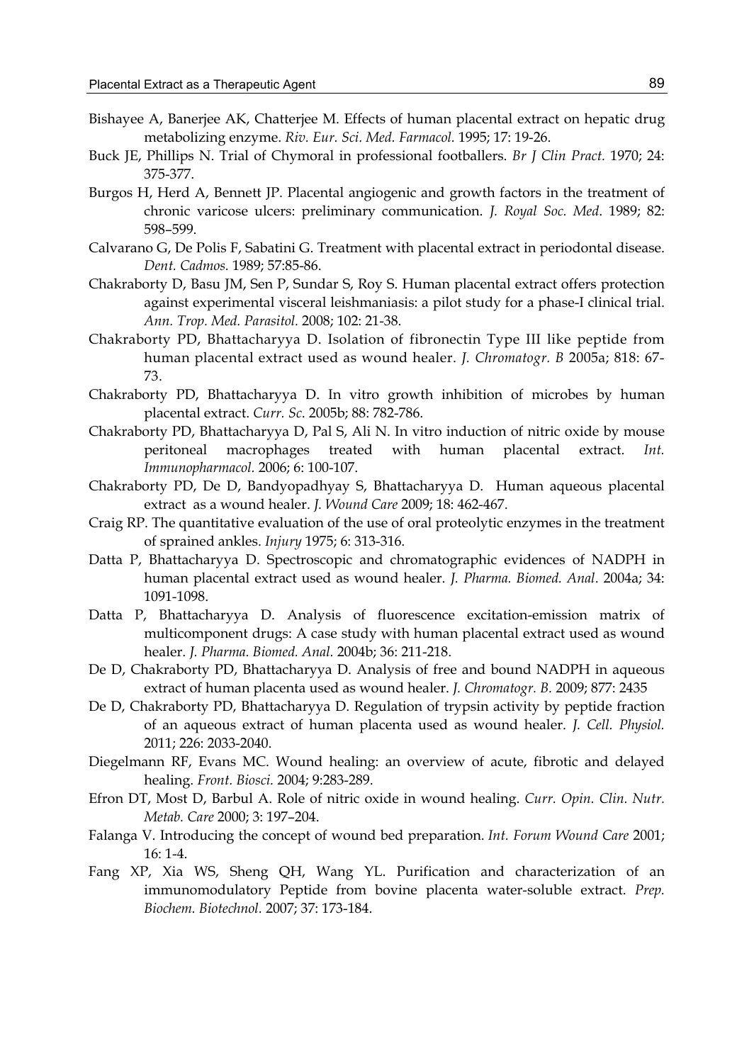Bishayee A, Banerjee AK, Chatterjee M. Effects of human placental extract on hepatic drug metabolizing enzyme. *Riv. Eur. Sci. Med. Farmacol.* 1995; 17: 19-26.

Buck JE, Phillips N. Trial of Chymoral in professional footballers. *Br J Clin Pract.* 1970; 24: 375-377.

Burgos H, Herd A, Bennett JP. Placental angiogenic and growth factors in the treatment of chronic varicose ulcers: preliminary communication. *J. Royal Soc. Med*. 1989; 82: 598–599.

Calvarano G, De Polis F, Sabatini G. Treatment with placental extract in periodontal disease. *Dent. Cadmos.* 1989; 57:85-86.

Chakraborty D, Basu JM, Sen P, Sundar S, Roy S. Human placental extract offers protection against experimental visceral leishmaniasis: a pilot study for a phase-I clinical trial. *Ann. Trop. Med. Parasitol.* 2008; 102: 21-38.

Chakraborty PD, Bhattacharyya D. Isolation of fibronectin Type III like peptide from human placental extract used as wound healer. *J. Chromatogr. B* 2005a; 818: 67-73.

Chakraborty PD, Bhattacharyya D. In vitro growth inhibition of microbes by human placental extract. *Curr. Sc.* 2005b; 88: 782-786.

Chakraborty PD, Bhattacharyya D, Pal S, Ali N. In vitro induction of nitric oxide by mouse peritoneal macrophages treated with human placental extract. *Int. Immunopharmacol.* 2006; 6: 100-107.

Chakraborty PD, De D, Bandyopadhyay S, Bhattacharyya D. Human aqueous placental extract as a wound healer. *J. Wound Care* 2009; 18: 462-467.

Craig RP. The quantitative evaluation of the use of oral proteolytic enzymes in the treatment of sprained ankles. *Injury* 1975; 6: 313-316.

Datta P, Bhattacharyya D. Spectroscopic and chromatographic evidences of NADPH in human placental extract used as wound healer. *J. Pharma. Biomed. Anal*. 2004a; 34: 1091-1098.

Datta P, Bhattacharyya D. Analysis of fluorescence excitation-emission matrix of multicomponent drugs: A case study with human placental extract used as wound healer. *J. Pharma. Biomed. Anal.* 2004b; 36: 211-218.

De D, Chakraborty PD, Bhattacharyya D. Analysis of free and bound NADPH in aqueous extract of human placenta used as wound healer. *J. Chromatogr. B.* 2009; 877: 2435

De D, Chakraborty PD, Bhattacharyya D. Regulation of trypsin activity by peptide fraction of an aqueous extract of human placenta used as wound healer. *J. Cell. Physiol.* 2011; 226: 2033-2040.

Diegelmann RF, Evans MC. Wound healing: an overview of acute, fibrotic and delayed healing. *Front. Biosci.* 2004; 9:283-289.

Efron DT, Most D, Barbul A. Role of nitric oxide in wound healing. *Curr. Opin. Clin. Nutr. Metab. Care* 2000; 3: 197–204.

Falanga V. Introducing the concept of wound bed preparation. *Int. Forum Wound Care* 2001; 16: 1-4.

Fang XP, Xia WS, Sheng QH, Wang YL. Purification and characterization of an immunomodulatory Peptide from bovine placenta water-soluble extract. *Prep. Biochem. Biotechnol.* 2007; 37: 173-184.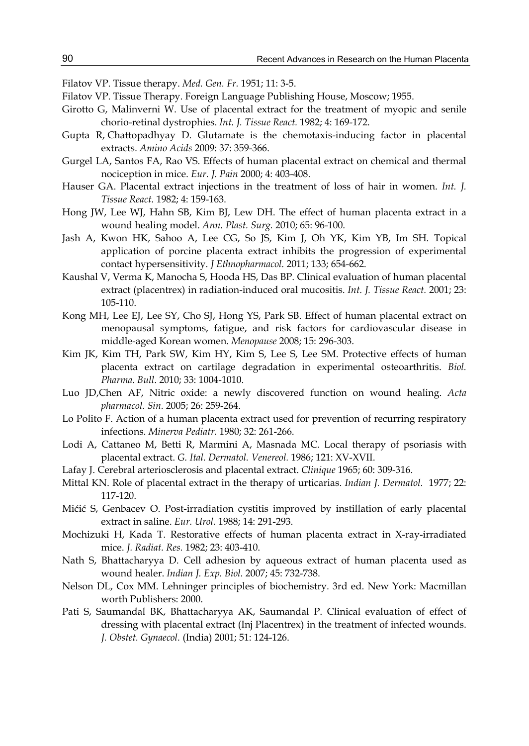Filatov VP. Tissue therapy. *Med. Gen. Fr.* 1951; 11: 3-5.

Filatov VP. Tissue Therapy. Foreign Language Publishing House, Moscow; 1955.

Girotto G, Malinverni W. Use of placental extract for the treatment of myopic and senile chorio-retinal dystrophies. *Int. J. Tissue React.* 1982; 4: 169-172.

Gupta R, Chattopadhyay D. Glutamate is the chemotaxis-inducing factor in placental extracts. *Amino Acids* 2009: 37: 359-366.

Gurgel LA, Santos FA, Rao VS. Effects of human placental extract on chemical and thermal nociception in mice. *Eur. J. Pain* 2000; 4: 403-408.

Hauser GA. Placental extract injections in the treatment of loss of hair in women. *Int. J. Tissue React.* 1982; 4: 159-163.

Hong JW, Lee WJ, Hahn SB, Kim BJ, Lew DH. The effect of human placenta extract in a wound healing model. *Ann. Plast. Surg.* 2010; 65: 96-100.

Jash A, Kwon HK, Sahoo A, Lee CG, So JS, Kim J, Oh YK, Kim YB, Im SH. Topical application of porcine placenta extract inhibits the progression of experimental contact hypersensitivity. *J Ethnopharmacol.* 2011; 133; 654-662.

Kaushal V, Verma K, Manocha S, Hooda HS, Das BP. Clinical evaluation of human placental extract (placentrex) in radiation-induced oral mucositis. *Int. J. Tissue React.* 2001; 23: 105-110.

Kong MH, Lee EJ, Lee SY, Cho SJ, Hong YS, Park SB. Effect of human placental extract on menopausal symptoms, fatigue, and risk factors for cardiovascular disease in middle-aged Korean women. *Menopause* 2008; 15: 296-303.

Kim JK, Kim TH, Park SW, Kim HY, Kim S, Lee S, Lee SM. Protective effects of human placenta extract on cartilage degradation in experimental osteoarthritis. *Biol. Pharma. Bull.* 2010; 33: 1004-1010.

Luo JD,Chen AF, Nitric oxide: a newly discovered function on wound healing. *Acta pharmacol. Sin.* 2005; 26: 259-264.

Lo Polito F. Action of a human placenta extract used for prevention of recurring respiratory infections. *Minerva Pediatr.* 1980; 32: 261-266.

Lodi A, Cattaneo M, Betti R, Marmini A, Masnada MC. Local therapy of psoriasis with placental extract. *G. Ital. Dermatol. Venereol.* 1986; 121: XV-XVII.

Lafay J. Cerebral arteriosclerosis and placental extract. *Clinique* 1965; 60: 309-316.

Mittal KN. Role of placental extract in the therapy of urticarias. *Indian J. Dermatol.* 1977; 22: 117-120.

Mićić S, Genbacev O. Post-irradiation cystitis improved by instillation of early placental extract in saline. *Eur. Urol.* 1988; 14: 291-293.

Mochizuki H, Kada T. Restorative effects of human placenta extract in X-ray-irradiated mice. *J. Radiat. Res.* 1982; 23: 403-410.

Nath S, Bhattacharyya D. Cell adhesion by aqueous extract of human placenta used as wound healer. *Indian J. Exp. Biol.* 2007; 45: 732-738.

Nelson DL, Cox MM. Lehninger principles of biochemistry. 3rd ed. New York: Macmillan worth Publishers: 2000.

Pati S, Saumandal BK, Bhattacharyya AK, Saumandal P. Clinical evaluation of effect of dressing with placental extract (Inj Placentrex) in the treatment of infected wounds. *J. Obstet. Gynaecol.* (India) 2001; 51: 124-126.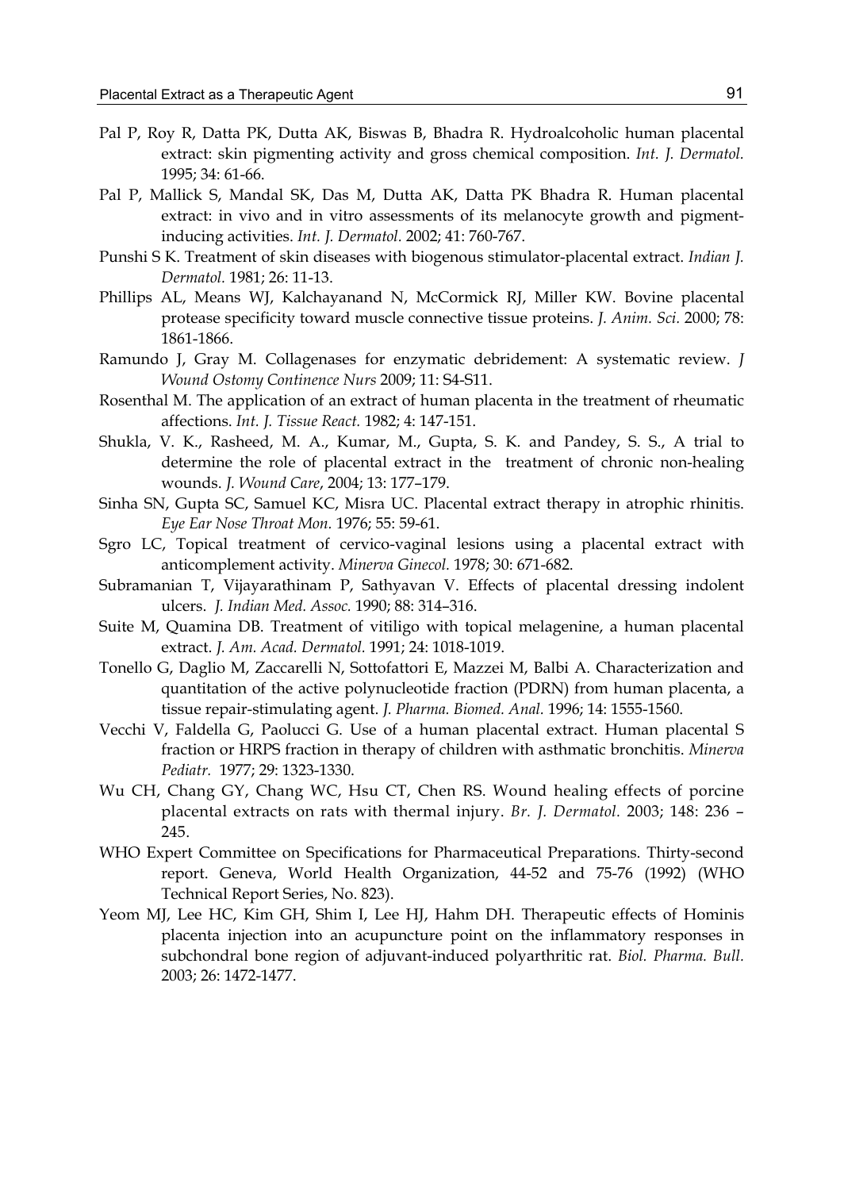Pal P, Roy R, Datta PK, Dutta AK, Biswas B, Bhadra R. Hydroalcoholic human placental extract: skin pigmenting activity and gross chemical composition. *Int. J. Dermatol.* 1995; 34: 61-66.

Pal P, Mallick S, Mandal SK, Das M, Dutta AK, Datta PK Bhadra R. Human placental extract: in vivo and in vitro assessments of its melanocyte growth and pigment-inducing activities. *Int. J. Dermatol.* 2002; 41: 760-767.

Punshi S K. Treatment of skin diseases with biogenous stimulator-placental extract. *Indian J. Dermatol.* 1981; 26: 11-13.

Phillips AL, Means WJ, Kalchayanand N, McCormick RJ, Miller KW. Bovine placental protease specificity toward muscle connective tissue proteins. *J. Anim. Sci.* 2000; 78: 1861-1866.

Ramundo J, Gray M. Collagenases for enzymatic debridement: A systematic review. *J Wound Ostomy Continence Nurs* 2009; 11: S4-S11.

Rosenthal M. The application of an extract of human placenta in the treatment of rheumatic affections. *Int. J. Tissue React.* 1982; 4: 147-151.

Shukla, V. K., Rasheed, M. A., Kumar, M., Gupta, S. K. and Pandey, S. S., A trial to determine the role of placental extract in the treatment of chronic non-healing wounds. *J. Wound Care*, 2004; 13: 177–179.

Sinha SN, Gupta SC, Samuel KC, Misra UC. Placental extract therapy in atrophic rhinitis. *Eye Ear Nose Throat Mon.* 1976; 55: 59-61.

Sgro LC, Topical treatment of cervico-vaginal lesions using a placental extract with anticomplement activity. *Minerva Ginecol.* 1978; 30: 671-682.

Subramanian T, Vijayarathinam P, Sathyavan V. Effects of placental dressing indolent ulcers. *J. Indian Med. Assoc.* 1990; 88: 314–316.

Suite M, Quamina DB. Treatment of vitiligo with topical melagenine, a human placental extract. *J. Am. Acad. Dermatol.* 1991; 24: 1018-1019.

Tonello G, Daglio M, Zaccarelli N, Sottofattori E, Mazzei M, Balbi A. Characterization and quantitation of the active polynucleotide fraction (PDRN) from human placenta, a tissue repair-stimulating agent. *J. Pharma. Biomed. Anal.* 1996; 14: 1555-1560.

Vecchi V, Faldella G, Paolucci G. Use of a human placental extract. Human placental S fraction or HRPS fraction in therapy of children with asthmatic bronchitis. *Minerva Pediatr.* 1977; 29: 1323-1330.

Wu CH, Chang GY, Chang WC, Hsu CT, Chen RS. Wound healing effects of porcine placental extracts on rats with thermal injury. *Br. J. Dermatol.* 2003; 148: 236 – 245.

WHO Expert Committee on Specifications for Pharmaceutical Preparations. Thirty-second report. Geneva, World Health Organization, 44-52 and 75-76 (1992) (WHO Technical Report Series, No. 823).

Yeom MJ, Lee HC, Kim GH, Shim I, Lee HJ, Hahm DH. Therapeutic effects of Hominis placenta injection into an acupuncture point on the inflammatory responses in subchondral bone region of adjuvant-induced polyarthritic rat. *Biol. Pharma. Bull.* 2003; 26: 1472-1477.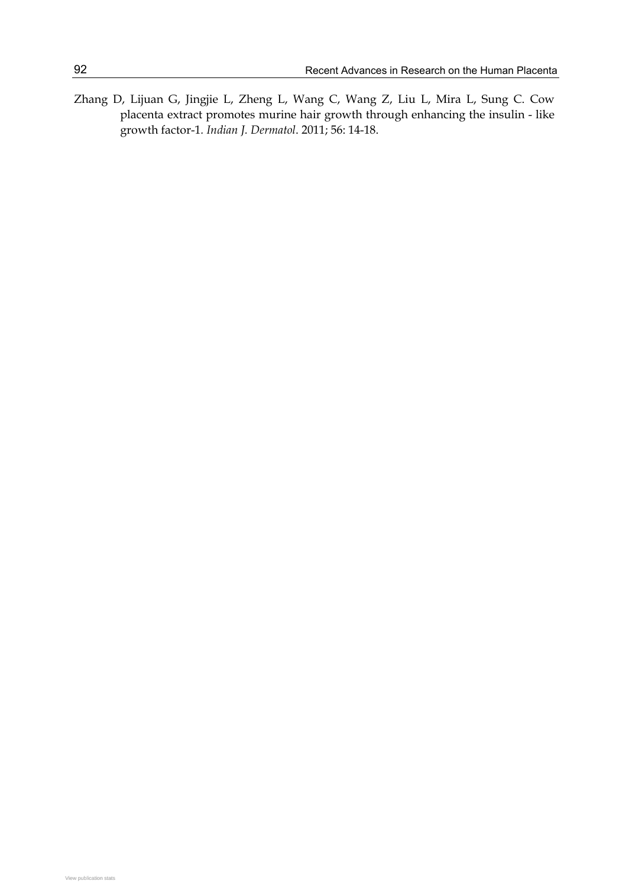Zhang D, Lijuan G, Jingjie L, Zheng L, Wang C, Wang Z, Liu L, Mira L, Sung C. Cow placenta extract promotes murine hair growth through enhancing the insulin - like growth factor-1. *Indian J. Dermatol*. 2011; 56: 14-18.